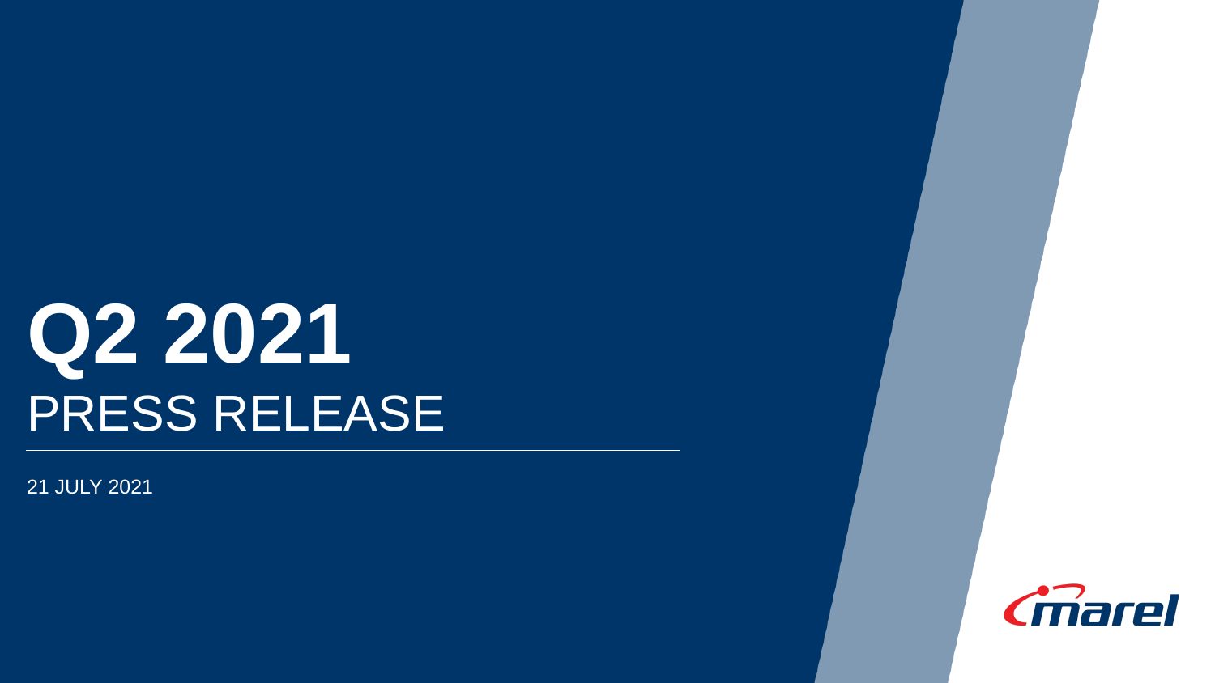# Q2 2021
## PRESS RELEASE

21 JULY 2021

marel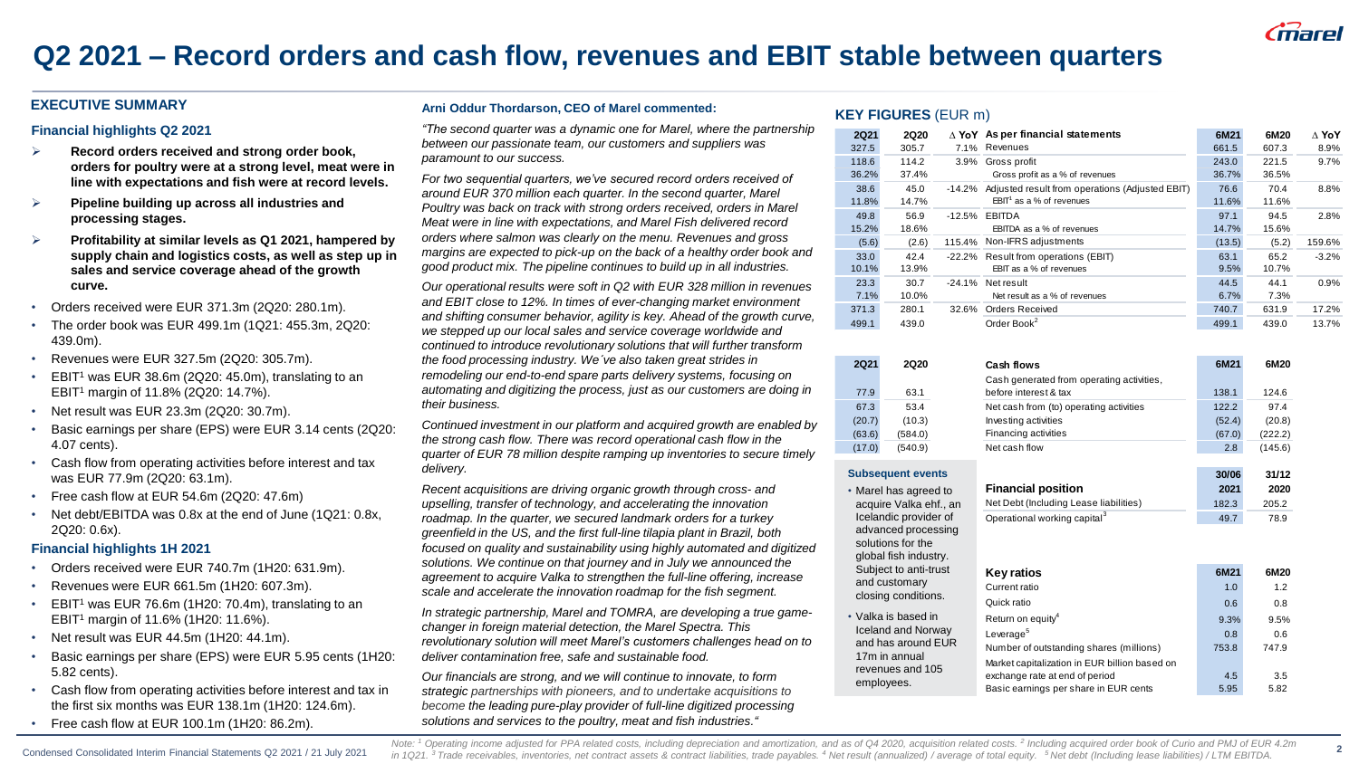# Q2 2021 – Record orders and cash flow, revenues and EBIT stable between quarters

## EXECUTIVE SUMMARY

### Financial highlights Q2 2021

- **Record orders received and strong order book, orders for poultry were at a strong level, meat were in line with expectations and fish were at record levels.**
- **Pipeline building up across all industries and processing stages.**
- **Profitability at similar levels as Q1 2021, hampered by supply chain and logistics costs, as well as step up in sales and service coverage ahead of the growth curve.**

- Orders received were EUR 371.3m (2Q20: 280.1m).
- The order book was EUR 499.1m (1Q21: 455.3m, 2Q20: 439.0m).
- Revenues were EUR 327.5m (2Q20: 305.7m).
- EBIT[1] was EUR 38.6m (2Q20: 45.0m), translating to an EBIT[1] margin of 11.8% (2Q20: 14.7%).
- Net result was EUR 23.3m (2Q20: 30.7m).
- Basic earnings per share (EPS) were EUR 3.14 cents (2Q20: 4.07 cents).
- Cash flow from operating activities before interest and tax was EUR 77.9m (2Q20: 63.1m).
- Free cash flow at EUR 54.6m (2Q20: 47.6m)
- Net debt/EBITDA was 0.8x at the end of June (1Q21: 0.8x, 2Q20: 0.6x).

### Financial highlights 1H 2021

- Orders received were EUR 740.7m (1H20: 631.9m).
- Revenues were EUR 661.5m (1H20: 607.3m).
- EBIT[1] was EUR 76.6m (1H20: 70.4m), translating to an EBIT[1] margin of 11.6% (1H20: 11.6%).
- Net result was EUR 44.5m (1H20: 44.1m).
- Basic earnings per share (EPS) were EUR 5.95 cents (1H20: 5.82 cents).
- Cash flow from operating activities before interest and tax in the first six months was EUR 138.1m (1H20: 124.6m).
- Free cash flow at EUR 100.1m (1H20: 86.2m).

### Arni Oddur Thordarson, CEO of Marel commented:

*"The second quarter was a dynamic one for Marel, where the partnership between our passionate team, our customers and suppliers was paramount to our success.*

*For two sequential quarters, we've secured record orders received of around EUR 370 million each quarter. In the second quarter, Marel Poultry was back on track with strong orders received, orders in Marel Meat were in line with expectations, and Marel Fish delivered record orders where salmon was clearly on the menu. Revenues and gross margins are expected to pick-up on the back of a healthy order book and good product mix. The pipeline continues to build up in all industries.*

*Our operational results were soft in Q2 with EUR 328 million in revenues and EBIT close to 12%. In times of ever-changing market environment and shifting consumer behavior, agility is key. Ahead of the growth curve, we stepped up our local sales and service coverage worldwide and continued to introduce revolutionary solutions that will further transform the food processing industry. We´ve also taken great strides in remodeling our end-to-end spare parts delivery systems, focusing on automating and digitizing the process, just as our customers are doing in their business.*

*Continued investment in our platform and acquired growth are enabled by the strong cash flow. There was record operational cash flow in the quarter of EUR 78 million despite ramping up inventories to secure timely delivery.*

*Recent acquisitions are driving organic growth through cross- and upselling, transfer of technology, and accelerating the innovation roadmap. In the quarter, we secured landmark orders for a turkey greenfield in the US, and the first full-line tilapia plant in Brazil, both focused on quality and sustainability using highly automated and digitized solutions. We continue on that journey and in July we announced the agreement to acquire Valka to strengthen the full-line offering, increase scale and accelerate the innovation roadmap for the fish segment.*

*In strategic partnership, Marel and TOMRA, are developing a true game-changer in foreign material detection, the Marel Spectra. This revolutionary solution will meet Marel's customers challenges head on to deliver contamination free, safe and sustainable food.*

*Our financials are strong, and we will continue to innovate, to form strategic partnerships with pioneers, and to undertake acquisitions to become the leading pure-play provider of full-line digitized processing solutions and services to the poultry, meat and fish industries."*

## KEY FIGURES (EUR m)

| 2Q21 | 2Q20 | Δ YoY | As per financial statements | 6M21 | 6M20 | Δ YoY |
|---|---|---|---|---|---|---|
| 327.5 | 305.7 | 7.1% | Revenues | 661.5 | 607.3 | 8.9% |
| 118.6 | 114.2 | 3.9% | Gross profit | 243.0 | 221.5 | 9.7% |
| 36.2% | 37.4% | | Gross profit as a % of revenues | 36.7% | 36.5% | |
| 38.6 | 45.0 | -14.2% | Adjusted result from operations (Adjusted EBIT) | 76.6 | 70.4 | 8.8% |
| 11.8% | 14.7% | | EBIT[1] as a % of revenues | 11.6% | 11.6% | |
| 49.8 | 56.9 | -12.5% | EBITDA | 97.1 | 94.5 | 2.8% |
| 15.2% | 18.6% | | EBITDA as a % of revenues | 14.7% | 15.6% | |
| (5.6) | (2.6) | 115.4% | Non-IFRS adjustments | (13.5) | (5.2) | 159.6% |
| 33.0 | 42.4 | -22.2% | Result from operations (EBIT) | 63.1 | 65.2 | -3.2% |
| 10.1% | 13.9% | | EBIT as a % of revenues | 9.5% | 10.7% | |
| 23.3 | 30.7 | -24.1% | Net result | 44.5 | 44.1 | 0.9% |
| 7.1% | 10.0% | | Net result as a % of revenues | 6.7% | 7.3% | |
| 371.3 | 280.1 | 32.6% | Orders Received | 740.7 | 631.9 | 17.2% |
| 499.1 | 439.0 | | Order Book[2] | 499.1 | 439.0 | 13.7% |

| 2Q21 | 2Q20 | Cash flows | 6M21 | 6M20 |
|---|---|---|---|---|
| 77.9 | 63.1 | Cash generated from operating activities, before interest & tax | 138.1 | 124.6 |
| 67.3 | 53.4 | Net cash from (to) operating activities | 122.2 | 97.4 |
| (20.7) | (10.3) | Investing activities | (52.4) | (20.8) |
| (63.6) | (584.0) | Financing activities | (67.0) | (222.2) |
| (17.0) | (540.9) | Net cash flow | 2.8 | (145.6) |

| Financial position | 30/06 2021 | 31/12 2020 |
|---|---|---|
| Net Debt (Including Lease liabilities) | 182.3 | 205.2 |
| Operational working capital[3] | 49.7 | 78.9 |

| Key ratios | 6M21 | 6M20 |
|---|---|---|
| Current ratio | 1.0 | 1.2 |
| Quick ratio | 0.6 | 0.8 |
| Return on equity[4] | 9.3% | 9.5% |
| Leverage[5] | 0.8 | 0.6 |
| Number of outstanding shares (millions) | 753.8 | 747.9 |
| Market capitalization in EUR billion based on exchange rate at end of period | 4.5 | 3.5 |
| Basic earnings per share in EUR cents | 5.95 | 5.82 |

### Subsequent events

- Marel has agreed to acquire Valka ehf., an Icelandic provider of advanced processing solutions for the global fish industry. Subject to anti-trust and customary closing conditions.
- Valka is based in Iceland and Norway and has around EUR 17m in annual revenues and 105 employees.

Note: [1] Operating income adjusted for PPA related costs, including depreciation and amortization, and as of Q4 2020, acquisition related costs. [2] Including acquired order book of Curio and PMJ of EUR 4.2m in 1Q21. [3] Trade receivables, inventories, net contract assets & contract liabilities, trade payables. [4] Net result (annualized) / average of total equity. [5] Net debt (Including lease liabilities) / LTM EBITDA.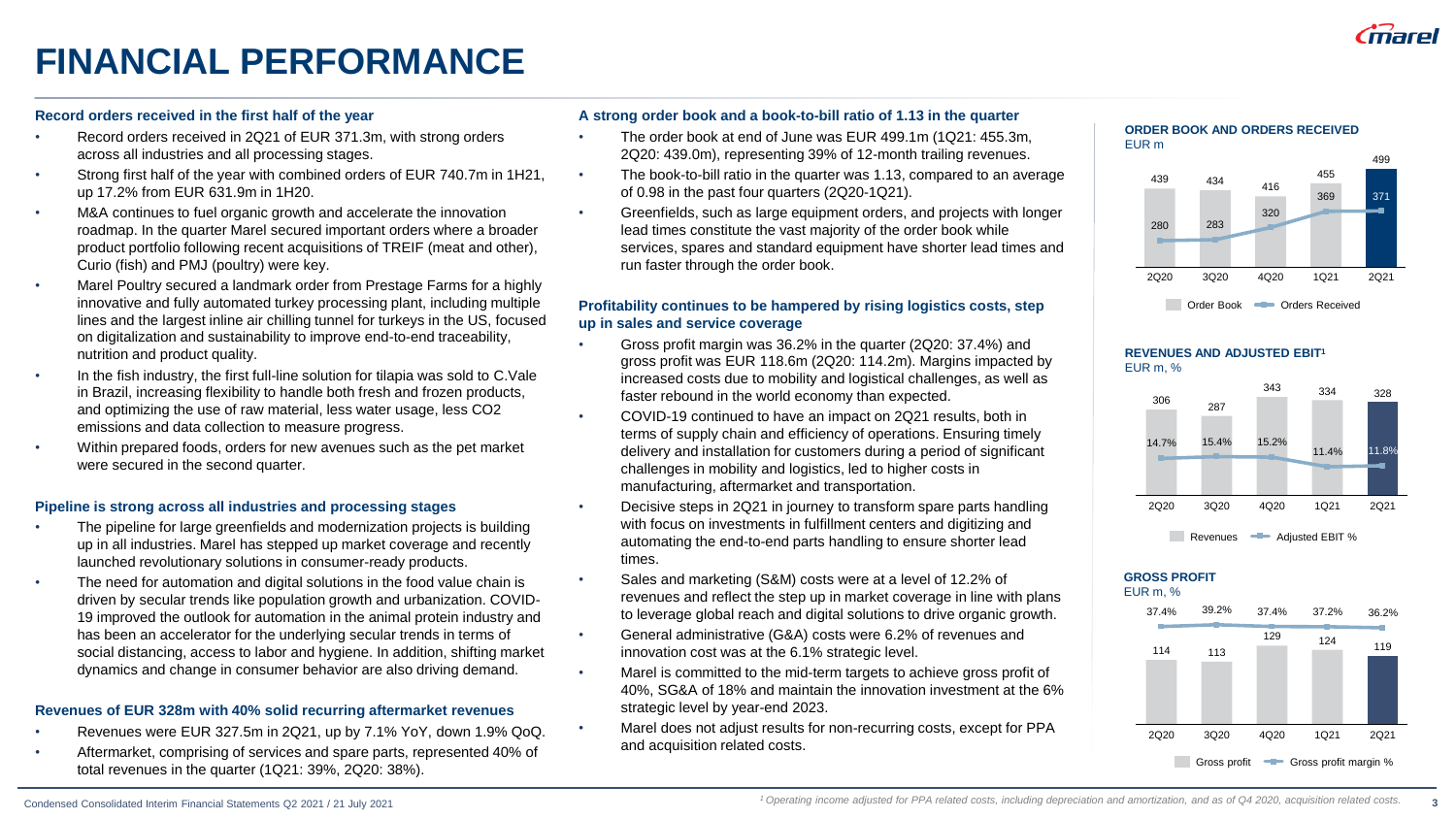# FINANCIAL PERFORMANCE

### Record orders received in the first half of the year

- Record orders received in 2Q21 of EUR 371.3m, with strong orders across all industries and all processing stages.
- Strong first half of the year with combined orders of EUR 740.7m in 1H21, up 17.2% from EUR 631.9m in 1H20.
- M&A continues to fuel organic growth and accelerate the innovation roadmap. In the quarter Marel secured important orders where a broader product portfolio following recent acquisitions of TREIF (meat and other), Curio (fish) and PMJ (poultry) were key.
- Marel Poultry secured a landmark order from Prestage Farms for a highly innovative and fully automated turkey processing plant, including multiple lines and the largest inline air chilling tunnel for turkeys in the US, focused on digitalization and sustainability to improve end-to-end traceability, nutrition and product quality.
- In the fish industry, the first full-line solution for tilapia was sold to C.Vale in Brazil, increasing flexibility to handle both fresh and frozen products, and optimizing the use of raw material, less water usage, less CO2 emissions and data collection to measure progress.
- Within prepared foods, orders for new avenues such as the pet market were secured in the second quarter.

### Pipeline is strong across all industries and processing stages

- The pipeline for large greenfields and modernization projects is building up in all industries. Marel has stepped up market coverage and recently launched revolutionary solutions in consumer-ready products.
- The need for automation and digital solutions in the food value chain is driven by secular trends like population growth and urbanization. COVID-19 improved the outlook for automation in the animal protein industry and has been an accelerator for the underlying secular trends in terms of social distancing, access to labor and hygiene. In addition, shifting market dynamics and change in consumer behavior are also driving demand.

### Revenues of EUR 328m with 40% solid recurring aftermarket revenues

- Revenues were EUR 327.5m in 2Q21, up by 7.1% YoY, down 1.9% QoQ.
- Aftermarket, comprising of services and spare parts, represented 40% of total revenues in the quarter (1Q21: 39%, 2Q20: 38%).

### A strong order book and a book-to-bill ratio of 1.13 in the quarter

- The order book at end of June was EUR 499.1m (1Q21: 455.3m, 2Q20: 439.0m), representing 39% of 12-month trailing revenues.
- The book-to-bill ratio in the quarter was 1.13, compared to an average of 0.98 in the past four quarters (2Q20-1Q21).
- Greenfields, such as large equipment orders, and projects with longer lead times constitute the vast majority of the order book while services, spares and standard equipment have shorter lead times and run faster through the order book.

### Profitability continues to be hampered by rising logistics costs, step up in sales and service coverage

- Gross profit margin was 36.2% in the quarter (2Q20: 37.4%) and gross profit was EUR 118.6m (2Q20: 114.2m). Margins impacted by increased costs due to mobility and logistical challenges, as well as faster rebound in the world economy than expected.
- COVID-19 continued to have an impact on 2Q21 results, both in terms of supply chain and efficiency of operations. Ensuring timely delivery and installation for customers during a period of significant challenges in mobility and logistics, led to higher costs in manufacturing, aftermarket and transportation.
- Decisive steps in 2Q21 in journey to transform spare parts handling with focus on investments in fulfillment centers and digitizing and automating the end-to-end parts handling to ensure shorter lead times.
- Sales and marketing (S&M) costs were at a level of 12.2% of revenues and reflect the step up in market coverage in line with plans to leverage global reach and digital solutions to drive organic growth.
- General administrative (G&A) costs were 6.2% of revenues and innovation cost was at the 6.1% strategic level.
- Marel is committed to the mid-term targets to achieve gross profit of 40%, SG&A of 18% and maintain the innovation investment at the 6% strategic level by year-end 2023.
- Marel does not adjust results for non-recurring costs, except for PPA and acquisition related costs.

**ORDER BOOK AND ORDERS RECEIVED**
EUR m

| | 2Q20 | 3Q20 | 4Q20 | 1Q21 | 2Q21 |
|---|---|---|---|---|---|
| Order Book | 439 | 434 | 416 | 455 | 499 |
| Orders Received | 280 | 283 | 320 | 369 | 371 |

**REVENUES AND ADJUSTED EBIT[1]**
EUR m, %

| | 2Q20 | 3Q20 | 4Q20 | 1Q21 | 2Q21 |
|---|---|---|---|---|---|
| Revenues | 306 | 287 | 343 | 334 | 328 |
| Adjusted EBIT % | 14.7% | 15.4% | 15.2% | 11.4% | 11.8% |

**GROSS PROFIT**
EUR m, %

| | 2Q20 | 3Q20 | 4Q20 | 1Q21 | 2Q21 |
|---|---|---|---|---|---|
| Gross profit | 114 | 113 | 129 | 124 | 119 |
| Gross profit margin % | 37.4% | 39.2% | 37.4% | 37.2% | 36.2% |

[1] Operating income adjusted for PPA related costs, including depreciation and amortization, and as of Q4 2020, acquisition related costs.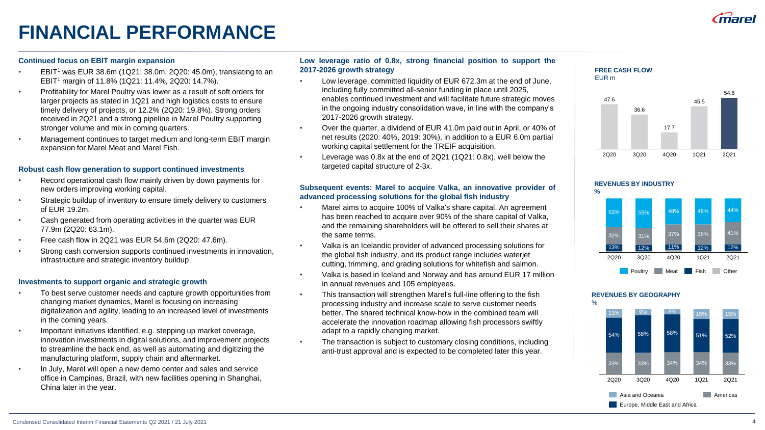# FINANCIAL PERFORMANCE

### Continued focus on EBIT margin expansion

- EBIT[1] was EUR 38.6m (1Q21: 38.0m, 2Q20: 45.0m), translating to an EBIT[1] margin of 11.8% (1Q21: 11.4%, 2Q20: 14.7%).
- Profitability for Marel Poultry was lower as a result of soft orders for larger projects as stated in 1Q21 and high logistics costs to ensure timely delivery of projects, or 12.2% (2Q20: 19.8%). Strong orders received in 2Q21 and a strong pipeline in Marel Poultry supporting stronger volume and mix in coming quarters.
- Management continues to target medium and long-term EBIT margin expansion for Marel Meat and Marel Fish.

### Robust cash flow generation to support continued investments

- Record operational cash flow mainly driven by down payments for new orders improving working capital.
- Strategic buildup of inventory to ensure timely delivery to customers of EUR 19.2m.
- Cash generated from operating activities in the quarter was EUR 77.9m (2Q20: 63.1m).
- Free cash flow in 2Q21 was EUR 54.6m (2Q20: 47.6m).
- Strong cash conversion supports continued investments in innovation, infrastructure and strategic inventory buildup.

### Investments to support organic and strategic growth

- To best serve customer needs and capture growth opportunities from changing market dynamics, Marel is focusing on increasing digitalization and agility, leading to an increased level of investments in the coming years.
- Important initiatives identified, e.g. stepping up market coverage, innovation investments in digital solutions, and improvement projects to streamline the back end, as well as automating and digitizing the manufacturing platform, supply chain and aftermarket.
- In July, Marel will open a new demo center and sales and service office in Campinas, Brazil, with new facilities opening in Shanghai, China later in the year.

### Low leverage ratio of 0.8x, strong financial position to support the 2017-2026 growth strategy

- Low leverage, committed liquidity of EUR 672.3m at the end of June, including fully committed all-senior funding in place until 2025, enables continued investment and will facilitate future strategic moves in the ongoing industry consolidation wave, in line with the company's 2017-2026 growth strategy.
- Over the quarter, a dividend of EUR 41.0m paid out in April, or 40% of net results (2020: 40%, 2019: 30%), in addition to a EUR 6.0m partial working capital settlement for the TREIF acquisition.
- Leverage was 0.8x at the end of 2Q21 (1Q21: 0.8x), well below the targeted capital structure of 2-3x.

### Subsequent events: Marel to acquire Valka, an innovative provider of advanced processing solutions for the global fish industry

- Marel aims to acquire 100% of Valka's share capital. An agreement has been reached to acquire over 90% of the share capital of Valka, and the remaining shareholders will be offered to sell their shares at the same terms.
- Valka is an Icelandic provider of advanced processing solutions for the global fish industry, and its product range includes waterjet cutting, trimming, and grading solutions for whitefish and salmon.
- Valka is based in Iceland and Norway and has around EUR 17 million in annual revenues and 105 employees.
- This transaction will strengthen Marel's full-line offering to the fish processing industry and increase scale to serve customer needs better. The shared technical know-how in the combined team will accelerate the innovation roadmap allowing fish processors swiftly adapt to a rapidly changing market.
- The transaction is subject to customary closing conditions, including anti-trust approval and is expected to be completed later this year.

**FREE CASH FLOW**
EUR m

| | 2Q20 | 3Q20 | 4Q20 | 1Q21 | 2Q21 |
|---|---|---|---|---|---|
| Free cash flow | 47.6 | 36.6 | 17.7 | 45.5 | 54.6 |

**REVENUES BY INDUSTRY**
%

| | 2Q20 | 3Q20 | 4Q20 | 1Q21 | 2Q21 |
|---|---|---|---|---|---|
| Poultry | 53% | 55% | 48% | 48% | 44% |
| Meat | 32% | 31% | 37% | 38% | 41% |
| Fish | 13% | 12% | 11% | 12% | 12% |

**REVENUES BY GEOGRAPHY**
%

| | 2Q20 | 3Q20 | 4Q20 | 1Q21 | 2Q21 |
|---|---|---|---|---|---|
| Asia and Oceania | 13% | 9% | 8% | 15% | 15% |
| Europe, Middle East and Africa | 54% | 58% | 58% | 51% | 52% |
| Americas | 33% | 33% | 34% | 34% | 33% |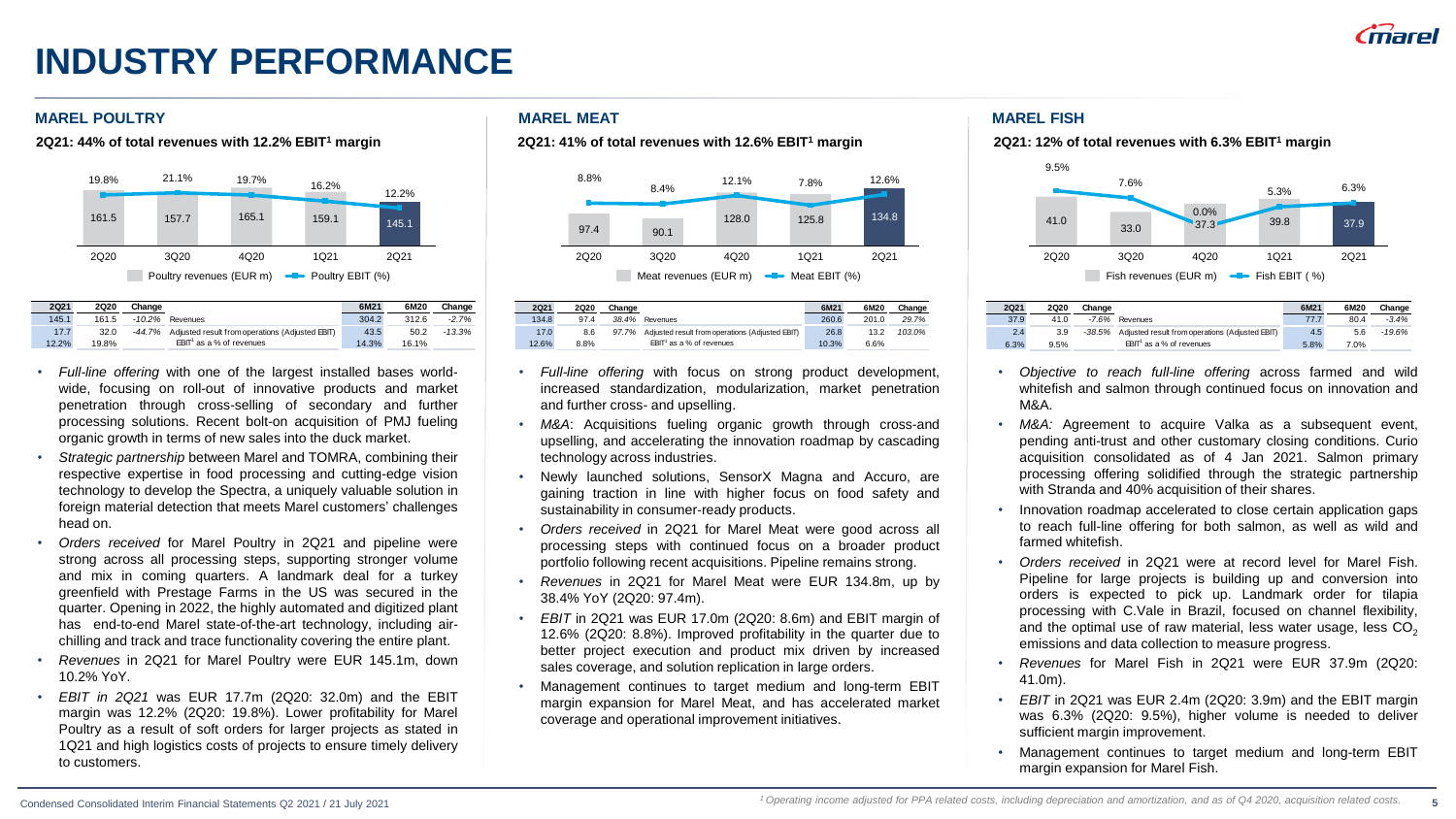# INDUSTRY PERFORMANCE

## MAREL POULTRY

**2Q21: 44% of total revenues with 12.2% EBIT[1] margin**

| | 2Q20 | 3Q20 | 4Q20 | 1Q21 | 2Q21 |
|---|---|---|---|---|---|
| Poultry revenues (EUR m) | 161.5 | 157.7 | 165.1 | 159.1 | 145.1 |
| Poultry EBIT (%) | 19.8% | 21.1% | 19.7% | 16.2% | 12.2% |

| 2Q21 | 2Q20 | Change | | 6M21 | 6M20 | Change |
|---|---|---|---|---|---|---|
| 145.1 | 161.5 | -10.2% | Revenues | 304.2 | 312.6 | -2.7% |
| 17.7 | 32.0 | -44.7% | Adjusted result from operations (Adjusted EBIT) | 43.5 | 50.2 | -13.3% |
| 12.2% | 19.8% | | EBIT[1] as a % of revenues | 14.3% | 16.1% | |

- *Full-line offering* with one of the largest installed bases world-wide, focusing on roll-out of innovative products and market penetration through cross-selling of secondary and further processing solutions. Recent bolt-on acquisition of PMJ fueling organic growth in terms of new sales into the duck market.
- *Strategic partnership* between Marel and TOMRA, combining their respective expertise in food processing and cutting-edge vision technology to develop the Spectra, a uniquely valuable solution in foreign material detection that meets Marel customers' challenges head on.
- *Orders received* for Marel Poultry in 2Q21 and pipeline were strong across all processing steps, supporting stronger volume and mix in coming quarters. A landmark deal for a turkey greenfield with Prestage Farms in the US was secured in the quarter. Opening in 2022, the highly automated and digitized plant has end-to-end Marel state-of-the-art technology, including air-chilling and track and trace functionality covering the entire plant.
- *Revenues* in 2Q21 for Marel Poultry were EUR 145.1m, down 10.2% YoY.
- *EBIT in 2Q21* was EUR 17.7m (2Q20: 32.0m) and the EBIT margin was 12.2% (2Q20: 19.8%). Lower profitability for Marel Poultry as a result of soft orders for larger projects as stated in 1Q21 and high logistics costs of projects to ensure timely delivery to customers.

## MAREL MEAT

**2Q21: 41% of total revenues with 12.6% EBIT[1] margin**

| | 2Q20 | 3Q20 | 4Q20 | 1Q21 | 2Q21 |
|---|---|---|---|---|---|
| Meat revenues (EUR m) | 97.4 | 90.1 | 128.0 | 125.8 | 134.8 |
| Meat EBIT (%) | 8.8% | 8.4% | 12.1% | 7.8% | 12.6% |

| 2Q21 | 2Q20 | Change | | 6M21 | 6M20 | Change |
|---|---|---|---|---|---|---|
| 134.8 | 97.4 | 38.4% | Revenues | 260.6 | 201.0 | 29.7% |
| 17.0 | 8.6 | 97.7% | Adjusted result from operations (Adjusted EBIT) | 26.8 | 13.2 | 103.0% |
| 12.6% | 8.8% | | EBIT[1] as a % of revenues | 10.3% | 6.6% | |

- *Full-line offering* with focus on strong product development, increased standardization, modularization, market penetration and further cross- and upselling.
- *M&A*: Acquisitions fueling organic growth through cross-and upselling, and accelerating the innovation roadmap by cascading technology across industries.
- Newly launched solutions, SensorX Magna and Accuro, are gaining traction in line with higher focus on food safety and sustainability in consumer-ready products.
- *Orders received* in 2Q21 for Marel Meat were good across all processing steps with continued focus on a broader product portfolio following recent acquisitions. Pipeline remains strong.
- *Revenues* in 2Q21 for Marel Meat were EUR 134.8m, up by 38.4% YoY (2Q20: 97.4m).
- *EBIT* in 2Q21 was EUR 17.0m (2Q20: 8.6m) and EBIT margin of 12.6% (2Q20: 8.8%). Improved profitability in the quarter due to better project execution and product mix driven by increased sales coverage, and solution replication in large orders.
- Management continues to target medium and long-term EBIT margin expansion for Marel Meat, and has accelerated market coverage and operational improvement initiatives.

## MAREL FISH

**2Q21: 12% of total revenues with 6.3% EBIT[1] margin**

| | 2Q20 | 3Q20 | 4Q20 | 1Q21 | 2Q21 |
|---|---|---|---|---|---|
| Fish revenues (EUR m) | 41.0 | 33.0 | 37.3 | 39.8 | 37.9 |
| Fish EBIT ( %) | 9.5% | 7.6% | 0.0% | 5.3% | 6.3% |

| 2Q21 | 2Q20 | Change | | 6M21 | 6M20 | Change |
|---|---|---|---|---|---|---|
| 37.9 | 41.0 | -7.6% | Revenues | 77.7 | 80.4 | -3.4% |
| 2.4 | 3.9 | -38.5% | Adjusted result from operations (Adjusted EBIT) | 4.5 | 5.6 | -19.6% |
| 6.3% | 9.5% | | EBIT[1] as a % of revenues | 5.8% | 7.0% | |

- *Objective to reach full-line offering* across farmed and wild whitefish and salmon through continued focus on innovation and M&A.
- *M&A:* Agreement to acquire Valka as a subsequent event, pending anti-trust and other customary closing conditions. Curio acquisition consolidated as of 4 Jan 2021. Salmon primary processing offering solidified through the strategic partnership with Stranda and 40% acquisition of their shares.
- Innovation roadmap accelerated to close certain application gaps to reach full-line offering for both salmon, as well as wild and farmed whitefish.
- *Orders received* in 2Q21 were at record level for Marel Fish. Pipeline for large projects is building up and conversion into orders is expected to pick up. Landmark order for tilapia processing with C.Vale in Brazil, focused on channel flexibility, and the optimal use of raw material, less water usage, less $CO_2$ emissions and data collection to measure progress.
- *Revenues* for Marel Fish in 2Q21 were EUR 37.9m (2Q20: 41.0m).
- *EBIT* in 2Q21 was EUR 2.4m (2Q20: 3.9m) and the EBIT margin was 6.3% (2Q20: 9.5%), higher volume is needed to deliver sufficient margin improvement.
- Management continues to target medium and long-term EBIT margin expansion for Marel Fish.

[1] Operating income adjusted for PPA related costs, including depreciation and amortization, and as of Q4 2020, acquisition related costs.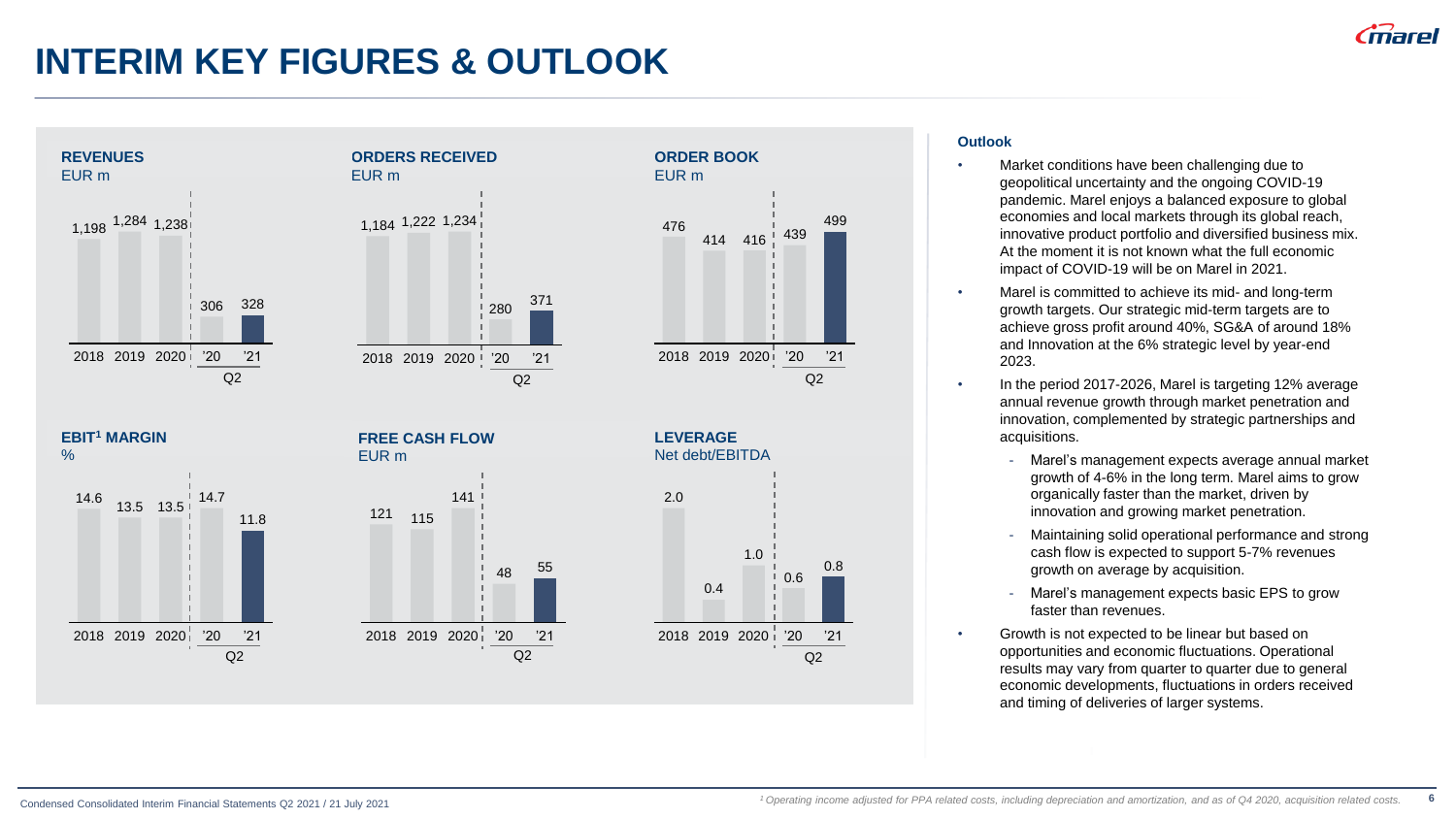# INTERIM KEY FIGURES & OUTLOOK

### REVENUES
EUR m

| 2018 | 2019 | 2020 | Q2 '20 | Q2 '21 |
|---|---|---|---|---|
| 1,198 | 1,284 | 1,238 | 306 | 328 |

### ORDERS RECEIVED
EUR m

| 2018 | 2019 | 2020 | Q2 '20 | Q2 '21 |
|---|---|---|---|---|
| 1,184 | 1,222 | 1,234 | 280 | 371 |

### ORDER BOOK
EUR m

| 2018 | 2019 | 2020 | Q2 '20 | Q2 '21 |
|---|---|---|---|---|
| 476 | 414 | 416 | 439 | 499 |

### EBIT[1] MARGIN
%

| 2018 | 2019 | 2020 | Q2 '20 | Q2 '21 |
|---|---|---|---|---|
| 14.6 | 13.5 | 13.5 | 14.7 | 11.8 |

### FREE CASH FLOW
EUR m

| 2018 | 2019 | 2020 | Q2 '20 | Q2 '21 |
|---|---|---|---|---|
| 121 | 115 | 141 | 48 | 55 |

### LEVERAGE
Net debt/EBITDA

| 2018 | 2019 | 2020 | Q2 '20 | Q2 '21 |
|---|---|---|---|---|
| 2.0 | 0.4 | 1.0 | 0.6 | 0.8 |

**Outlook**

- Market conditions have been challenging due to geopolitical uncertainty and the ongoing COVID-19 pandemic. Marel enjoys a balanced exposure to global economies and local markets through its global reach, innovative product portfolio and diversified business mix. At the moment it is not known what the full economic impact of COVID-19 will be on Marel in 2021.
- Marel is committed to achieve its mid- and long-term growth targets. Our strategic mid-term targets are to achieve gross profit around 40%, SG&A of around 18% and Innovation at the 6% strategic level by year-end 2023.
- In the period 2017-2026, Marel is targeting 12% average annual revenue growth through market penetration and innovation, complemented by strategic partnerships and acquisitions.
  - Marel's management expects average annual market growth of 4-6% in the long term. Marel aims to grow organically faster than the market, driven by innovation and growing market penetration.
  - Maintaining solid operational performance and strong cash flow is expected to support 5-7% revenues growth on average by acquisition.
  - Marel's management expects basic EPS to grow faster than revenues.
- Growth is not expected to be linear but based on opportunities and economic fluctuations. Operational results may vary from quarter to quarter due to general economic developments, fluctuations in orders received and timing of deliveries of larger systems.

*[1] Operating income adjusted for PPA related costs, including depreciation and amortization, and as of Q4 2020, acquisition related costs.*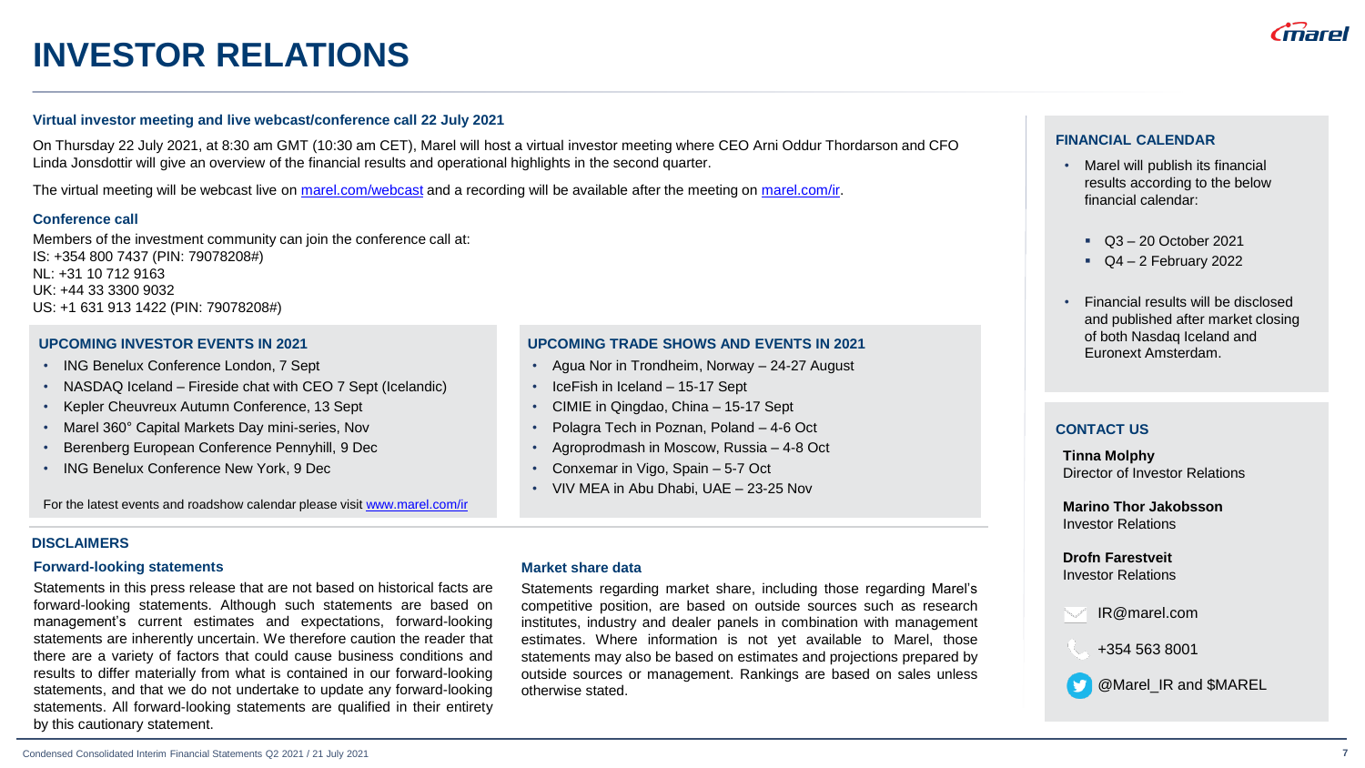# INVESTOR RELATIONS

### Virtual investor meeting and live webcast/conference call 22 July 2021

On Thursday 22 July 2021, at 8:30 am GMT (10:30 am CET), Marel will host a virtual investor meeting where CEO Arni Oddur Thordarson and CFO Linda Jonsdottir will give an overview of the financial results and operational highlights in the second quarter.

The virtual meeting will be webcast live on marel.com/webcast and a recording will be available after the meeting on marel.com/ir.

### Conference call

Members of the investment community can join the conference call at:
IS: +354 800 7437 (PIN: 79078208#)
NL: +31 10 712 9163
UK: +44 33 3300 9032
US: +1 631 913 1422 (PIN: 79078208#)

### UPCOMING INVESTOR EVENTS IN 2021

- ING Benelux Conference London, 7 Sept
- NASDAQ Iceland – Fireside chat with CEO 7 Sept (Icelandic)
- Kepler Cheuvreux Autumn Conference, 13 Sept
- Marel 360° Capital Markets Day mini-series, Nov
- Berenberg European Conference Pennyhill, 9 Dec
- ING Benelux Conference New York, 9 Dec

For the latest events and roadshow calendar please visit www.marel.com/ir

### UPCOMING TRADE SHOWS AND EVENTS IN 2021

- Agua Nor in Trondheim, Norway – 24-27 August
- IceFish in Iceland – 15-17 Sept
- CIMIE in Qingdao, China – 15-17 Sept
- Polagra Tech in Poznan, Poland – 4-6 Oct
- Agroprodmash in Moscow, Russia – 4-8 Oct
- Conxemar in Vigo, Spain – 5-7 Oct
- VIV MEA in Abu Dhabi, UAE – 23-25 Nov

## DISCLAIMERS

### Forward-looking statements

Statements in this press release that are not based on historical facts are forward-looking statements. Although such statements are based on management's current estimates and expectations, forward-looking statements are inherently uncertain. We therefore caution the reader that there are a variety of factors that could cause business conditions and results to differ materially from what is contained in our forward-looking statements, and that we do not undertake to update any forward-looking statements. All forward-looking statements are qualified in their entirety by this cautionary statement.

### Market share data

Statements regarding market share, including those regarding Marel's competitive position, are based on outside sources such as research institutes, industry and dealer panels in combination with management estimates. Where information is not yet available to Marel, those statements may also be based on estimates and projections prepared by outside sources or management. Rankings are based on sales unless otherwise stated.

### FINANCIAL CALENDAR

- Marel will publish its financial results according to the below financial calendar:
  - Q3 – 20 October 2021
  - Q4 – 2 February 2022
- Financial results will be disclosed and published after market closing of both Nasdaq Iceland and Euronext Amsterdam.

### CONTACT US

**Tinna Molphy**
Director of Investor Relations

**Marino Thor Jakobsson**
Investor Relations

**Drofn Farestveit**
Investor Relations

IR@marel.com

+354 563 8001

@Marel_IR and $MAREL